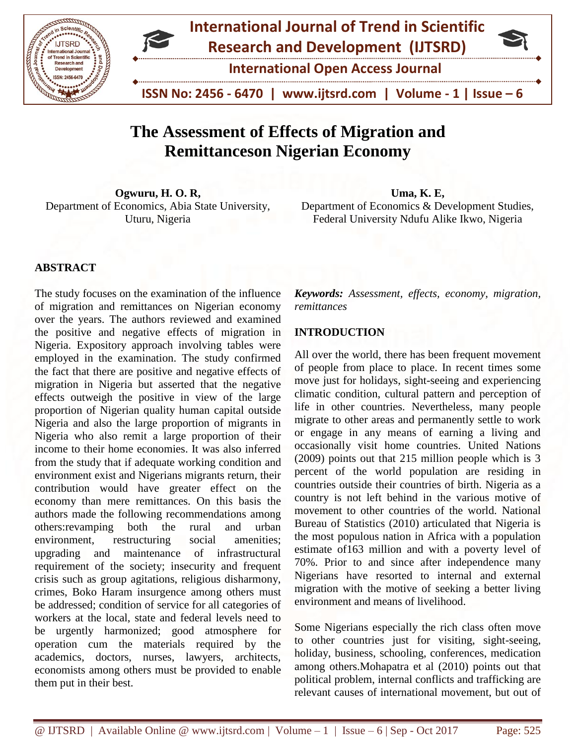# The Assessment of Effects of Migration and Remittanceson Nigerian Economy

**Ogwuru, H. O. R,**
Department of Economics, Abia State University, Uturu, Nigeria

**Uma, K. E,**
Department of Economics & Development Studies, Federal University Ndufu Alike Ikwo, Nigeria

## ABSTRACT

The study focuses on the examination of the influence of migration and remittances on Nigerian economy over the years. The authors reviewed and examined the positive and negative effects of migration in Nigeria. Expository approach involving tables were employed in the examination. The study confirmed the fact that there are positive and negative effects of migration in Nigeria but asserted that the negative effects outweigh the positive in view of the large proportion of Nigerian quality human capital outside Nigeria and also the large proportion of migrants in Nigeria who also remit a large proportion of their income to their home economies. It was also inferred from the study that if adequate working condition and environment exist and Nigerians migrants return, their contribution would have greater effect on the economy than mere remittances. On this basis the authors made the following recommendations among others:revamping both the rural and urban environment, restructuring social amenities; upgrading and maintenance of infrastructural requirement of the society; insecurity and frequent crisis such as group agitations, religious disharmony, crimes, Boko Haram insurgence among others must be addressed; condition of service for all categories of workers at the local, state and federal levels need to be urgently harmonized; good atmosphere for operation cum the materials required by the academics, doctors, nurses, lawyers, architects, economists among others must be provided to enable them put in their best.

***Keywords:*** *Assessment, effects, economy, migration, remittances*

## INTRODUCTION

All over the world, there has been frequent movement of people from place to place. In recent times some move just for holidays, sight-seeing and experiencing climatic condition, cultural pattern and perception of life in other countries. Nevertheless, many people migrate to other areas and permanently settle to work or engage in any means of earning a living and occasionally visit home countries. United Nations (2009) points out that 215 million people which is 3 percent of the world population are residing in countries outside their countries of birth. Nigeria as a country is not left behind in the various motive of movement to other countries of the world. National Bureau of Statistics (2010) articulated that Nigeria is the most populous nation in Africa with a population estimate of163 million and with a poverty level of 70%. Prior to and since after independence many Nigerians have resorted to internal and external migration with the motive of seeking a better living environment and means of livelihood.

Some Nigerians especially the rich class often move to other countries just for visiting, sight-seeing, holiday, business, schooling, conferences, medication among others.Mohapatra et al (2010) points out that political problem, internal conflicts and trafficking are relevant causes of international movement, but out of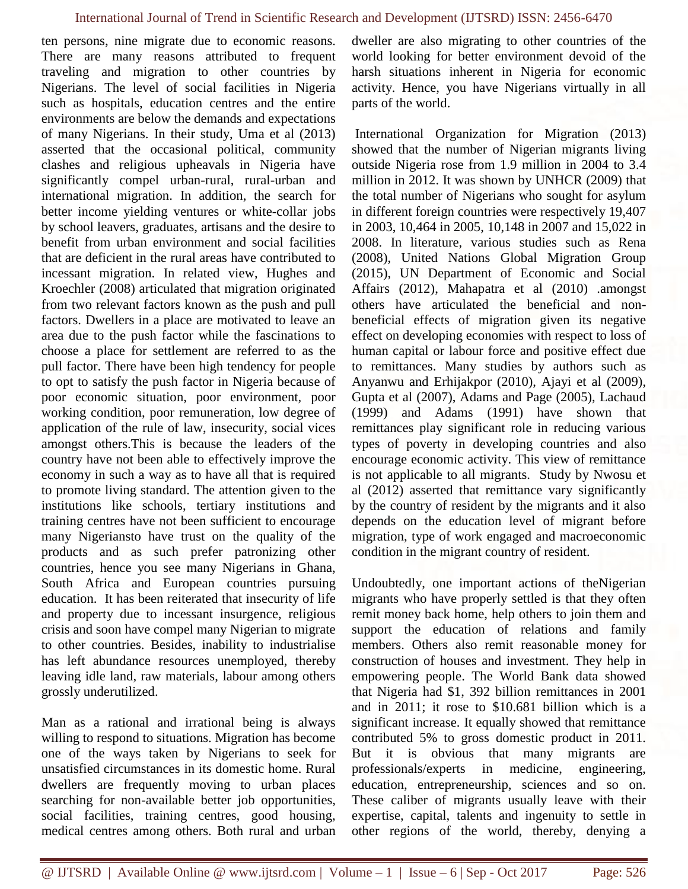ten persons, nine migrate due to economic reasons. There are many reasons attributed to frequent traveling and migration to other countries by Nigerians. The level of social facilities in Nigeria such as hospitals, education centres and the entire environments are below the demands and expectations of many Nigerians. In their study, Uma et al (2013) asserted that the occasional political, community clashes and religious upheavals in Nigeria have significantly compel urban-rural, rural-urban and international migration. In addition, the search for better income yielding ventures or white-collar jobs by school leavers, graduates, artisans and the desire to benefit from urban environment and social facilities that are deficient in the rural areas have contributed to incessant migration. In related view, Hughes and Kroechler (2008) articulated that migration originated from two relevant factors known as the push and pull factors. Dwellers in a place are motivated to leave an area due to the push factor while the fascinations to choose a place for settlement are referred to as the pull factor. There have been high tendency for people to opt to satisfy the push factor in Nigeria because of poor economic situation, poor environment, poor working condition, poor remuneration, low degree of application of the rule of law, insecurity, social vices amongst others.This is because the leaders of the country have not been able to effectively improve the economy in such a way as to have all that is required to promote living standard. The attention given to the institutions like schools, tertiary institutions and training centres have not been sufficient to encourage many Nigeriansto have trust on the quality of the products and as such prefer patronizing other countries, hence you see many Nigerians in Ghana, South Africa and European countries pursuing education. It has been reiterated that insecurity of life and property due to incessant insurgence, religious crisis and soon have compel many Nigerian to migrate to other countries. Besides, inability to industrialise has left abundance resources unemployed, thereby leaving idle land, raw materials, labour among others grossly underutilized.

Man as a rational and irrational being is always willing to respond to situations. Migration has become one of the ways taken by Nigerians to seek for unsatisfied circumstances in its domestic home. Rural dwellers are frequently moving to urban places searching for non-available better job opportunities, social facilities, training centres, good housing, medical centres among others. Both rural and urban dweller are also migrating to other countries of the world looking for better environment devoid of the harsh situations inherent in Nigeria for economic activity. Hence, you have Nigerians virtually in all parts of the world.

International Organization for Migration (2013) showed that the number of Nigerian migrants living outside Nigeria rose from 1.9 million in 2004 to 3.4 million in 2012. It was shown by UNHCR (2009) that the total number of Nigerians who sought for asylum in different foreign countries were respectively 19,407 in 2003, 10,464 in 2005, 10,148 in 2007 and 15,022 in 2008. In literature, various studies such as Rena (2008), United Nations Global Migration Group (2015), UN Department of Economic and Social Affairs (2012), Mahapatra et al (2010) .amongst others have articulated the beneficial and non-beneficial effects of migration given its negative effect on developing economies with respect to loss of human capital or labour force and positive effect due to remittances. Many studies by authors such as Anyanwu and Erhijakpor (2010), Ajayi et al (2009), Gupta et al (2007), Adams and Page (2005), Lachaud (1999) and Adams (1991) have shown that remittances play significant role in reducing various types of poverty in developing countries and also encourage economic activity. This view of remittance is not applicable to all migrants. Study by Nwosu et al (2012) asserted that remittance vary significantly by the country of resident by the migrants and it also depends on the education level of migrant before migration, type of work engaged and macroeconomic condition in the migrant country of resident.

Undoubtedly, one important actions of theNigerian migrants who have properly settled is that they often remit money back home, help others to join them and support the education of relations and family members. Others also remit reasonable money for construction of houses and investment. They help in empowering people. The World Bank data showed that Nigeria had $1, 392 billion remittances in 2001 and in 2011; it rose to $10.681 billion which is a significant increase. It equally showed that remittance contributed 5% to gross domestic product in 2011. But it is obvious that many migrants are professionals/experts in medicine, engineering, education, entrepreneurship, sciences and so on. These caliber of migrants usually leave with their expertise, capital, talents and ingenuity to settle in other regions of the world, thereby, denying a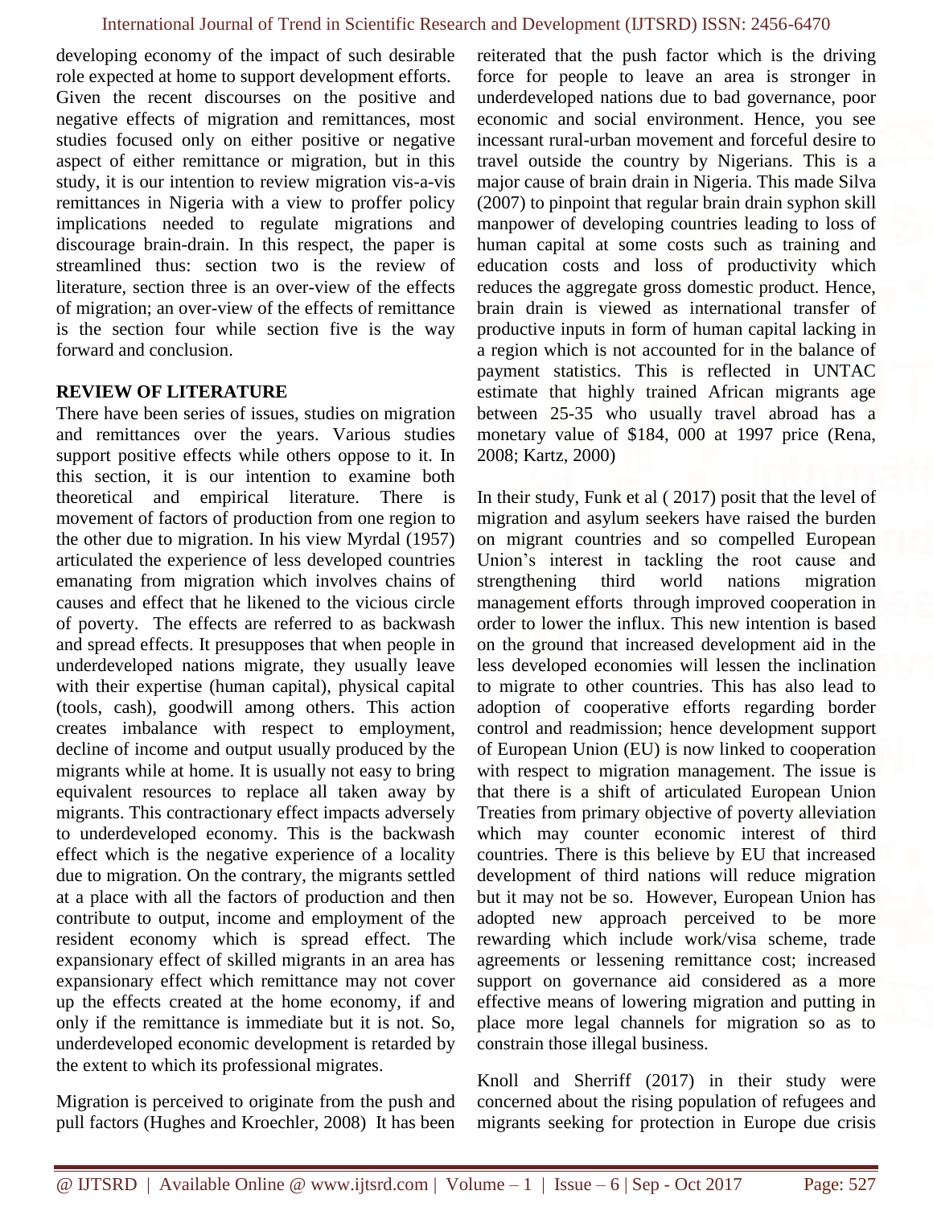developing economy of the impact of such desirable role expected at home to support development efforts. Given the recent discourses on the positive and negative effects of migration and remittances, most studies focused only on either positive or negative aspect of either remittance or migration, but in this study, it is our intention to review migration vis-a-vis remittances in Nigeria with a view to proffer policy implications needed to regulate migrations and discourage brain-drain. In this respect, the paper is streamlined thus: section two is the review of literature, section three is an over-view of the effects of migration; an over-view of the effects of remittance is the section four while section five is the way forward and conclusion.

## REVIEW OF LITERATURE

There have been series of issues, studies on migration and remittances over the years. Various studies support positive effects while others oppose to it. In this section, it is our intention to examine both theoretical and empirical literature. There is movement of factors of production from one region to the other due to migration. In his view Myrdal (1957) articulated the experience of less developed countries emanating from migration which involves chains of causes and effect that he likened to the vicious circle of poverty. The effects are referred to as backwash and spread effects. It presupposes that when people in underdeveloped nations migrate, they usually leave with their expertise (human capital), physical capital (tools, cash), goodwill among others. This action creates imbalance with respect to employment, decline of income and output usually produced by the migrants while at home. It is usually not easy to bring equivalent resources to replace all taken away by migrants. This contractionary effect impacts adversely to underdeveloped economy. This is the backwash effect which is the negative experience of a locality due to migration. On the contrary, the migrants settled at a place with all the factors of production and then contribute to output, income and employment of the resident economy which is spread effect. The expansionary effect of skilled migrants in an area has expansionary effect which remittance may not cover up the effects created at the home economy, if and only if the remittance is immediate but it is not. So, underdeveloped economic development is retarded by the extent to which its professional migrates.

Migration is perceived to originate from the push and pull factors (Hughes and Kroechler, 2008) It has been reiterated that the push factor which is the driving force for people to leave an area is stronger in underdeveloped nations due to bad governance, poor economic and social environment. Hence, you see incessant rural-urban movement and forceful desire to travel outside the country by Nigerians. This is a major cause of brain drain in Nigeria. This made Silva (2007) to pinpoint that regular brain drain syphon skill manpower of developing countries leading to loss of human capital at some costs such as training and education costs and loss of productivity which reduces the aggregate gross domestic product. Hence, brain drain is viewed as international transfer of productive inputs in form of human capital lacking in a region which is not accounted for in the balance of payment statistics. This is reflected in UNTAC estimate that highly trained African migrants age between 25-35 who usually travel abroad has a monetary value of $184, 000 at 1997 price (Rena, 2008; Kartz, 2000)

In their study, Funk et al ( 2017) posit that the level of migration and asylum seekers have raised the burden on migrant countries and so compelled European Union's interest in tackling the root cause and strengthening third world nations migration management efforts through improved cooperation in order to lower the influx. This new intention is based on the ground that increased development aid in the less developed economies will lessen the inclination to migrate to other countries. This has also lead to adoption of cooperative efforts regarding border control and readmission; hence development support of European Union (EU) is now linked to cooperation with respect to migration management. The issue is that there is a shift of articulated European Union Treaties from primary objective of poverty alleviation which may counter economic interest of third countries. There is this believe by EU that increased development of third nations will reduce migration but it may not be so. However, European Union has adopted new approach perceived to be more rewarding which include work/visa scheme, trade agreements or lessening remittance cost; increased support on governance aid considered as a more effective means of lowering migration and putting in place more legal channels for migration so as to constrain those illegal business.

Knoll and Sherriff (2017) in their study were concerned about the rising population of refugees and migrants seeking for protection in Europe due crisis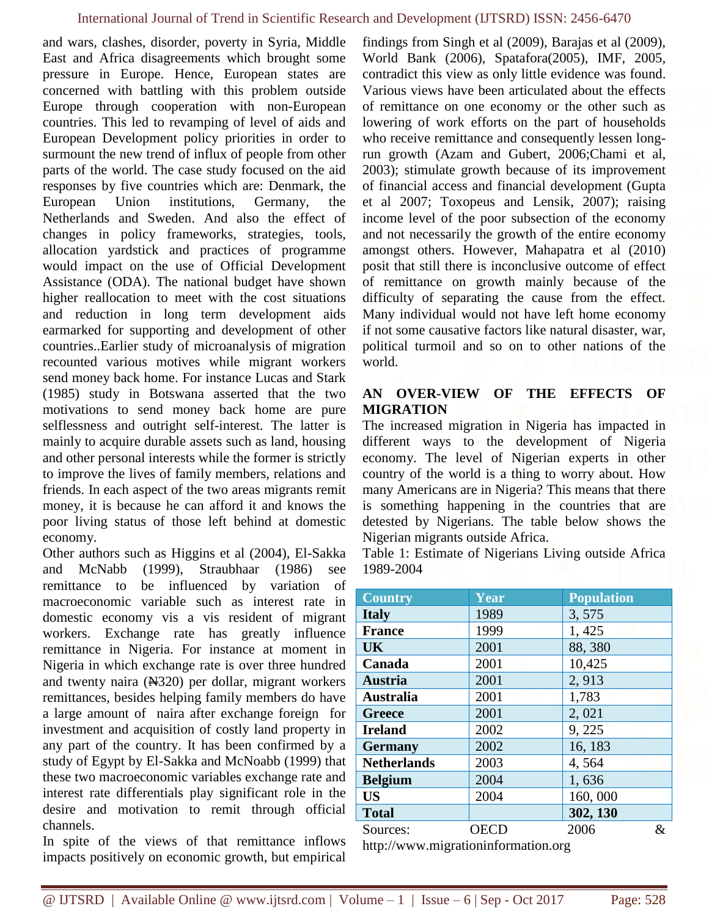and wars, clashes, disorder, poverty in Syria, Middle East and Africa disagreements which brought some pressure in Europe. Hence, European states are concerned with battling with this problem outside Europe through cooperation with non-European countries. This led to revamping of level of aids and European Development policy priorities in order to surmount the new trend of influx of people from other parts of the world. The case study focused on the aid responses by five countries which are: Denmark, the European Union institutions, Germany, the Netherlands and Sweden. And also the effect of changes in policy frameworks, strategies, tools, allocation yardstick and practices of programme would impact on the use of Official Development Assistance (ODA). The national budget have shown higher reallocation to meet with the cost situations and reduction in long term development aids earmarked for supporting and development of other countries..Earlier study of microanalysis of migration recounted various motives while migrant workers send money back home. For instance Lucas and Stark (1985) study in Botswana asserted that the two motivations to send money back home are pure selflessness and outright self-interest. The latter is mainly to acquire durable assets such as land, housing and other personal interests while the former is strictly to improve the lives of family members, relations and friends. In each aspect of the two areas migrants remit money, it is because he can afford it and knows the poor living status of those left behind at domestic economy.

Other authors such as Higgins et al (2004), El-Sakka and McNabb (1999), Straubhaar (1986) see remittance to be influenced by variation of macroeconomic variable such as interest rate in domestic economy vis a vis resident of migrant workers. Exchange rate has greatly influence remittance in Nigeria. For instance at moment in Nigeria in which exchange rate is over three hundred and twenty naira (₦320) per dollar, migrant workers remittances, besides helping family members do have a large amount of naira after exchange foreign for investment and acquisition of costly land property in any part of the country. It has been confirmed by a study of Egypt by El-Sakka and McNoabb (1999) that these two macroeconomic variables exchange rate and interest rate differentials play significant role in the desire and motivation to remit through official channels.

In spite of the views of that remittance inflows impacts positively on economic growth, but empirical findings from Singh et al (2009), Barajas et al (2009), World Bank (2006), Spatafora(2005), IMF, 2005, contradict this view as only little evidence was found. Various views have been articulated about the effects of remittance on one economy or the other such as lowering of work efforts on the part of households who receive remittance and consequently lessen long-run growth (Azam and Gubert, 2006;Chami et al, 2003); stimulate growth because of its improvement of financial access and financial development (Gupta et al 2007; Toxopeus and Lensik, 2007); raising income level of the poor subsection of the economy and not necessarily the growth of the entire economy amongst others. However, Mahapatra et al (2010) posit that still there is inconclusive outcome of effect of remittance on growth mainly because of the difficulty of separating the cause from the effect. Many individual would not have left home economy if not some causative factors like natural disaster, war, political turmoil and so on to other nations of the world.

## AN OVER-VIEW OF THE EFFECTS OF MIGRATION

The increased migration in Nigeria has impacted in different ways to the development of Nigeria economy. The level of Nigerian experts in other country of the world is a thing to worry about. How many Americans are in Nigeria? This means that there is something happening in the countries that are detested by Nigerians. The table below shows the Nigerian migrants outside Africa.

Table 1: Estimate of Nigerians Living outside Africa 1989-2004

| Country | Year | Population |
|---|---|---|
| **Italy** | 1989 | 3, 575 |
| **France** | 1999 | 1, 425 |
| **UK** | 2001 | 88, 380 |
| **Canada** | 2001 | 10,425 |
| **Austria** | 2001 | 2, 913 |
| **Australia** | 2001 | 1,783 |
| **Greece** | 2001 | 2, 021 |
| **Ireland** | 2002 | 9, 225 |
| **Germany** | 2002 | 16, 183 |
| **Netherlands** | 2003 | 4, 564 |
| **Belgium** | 2004 | 1, 636 |
| **US** | 2004 | 160, 000 |
| **Total** | | **302, 130** |

Sources: OECD 2006 & http://www.migrationinformation.org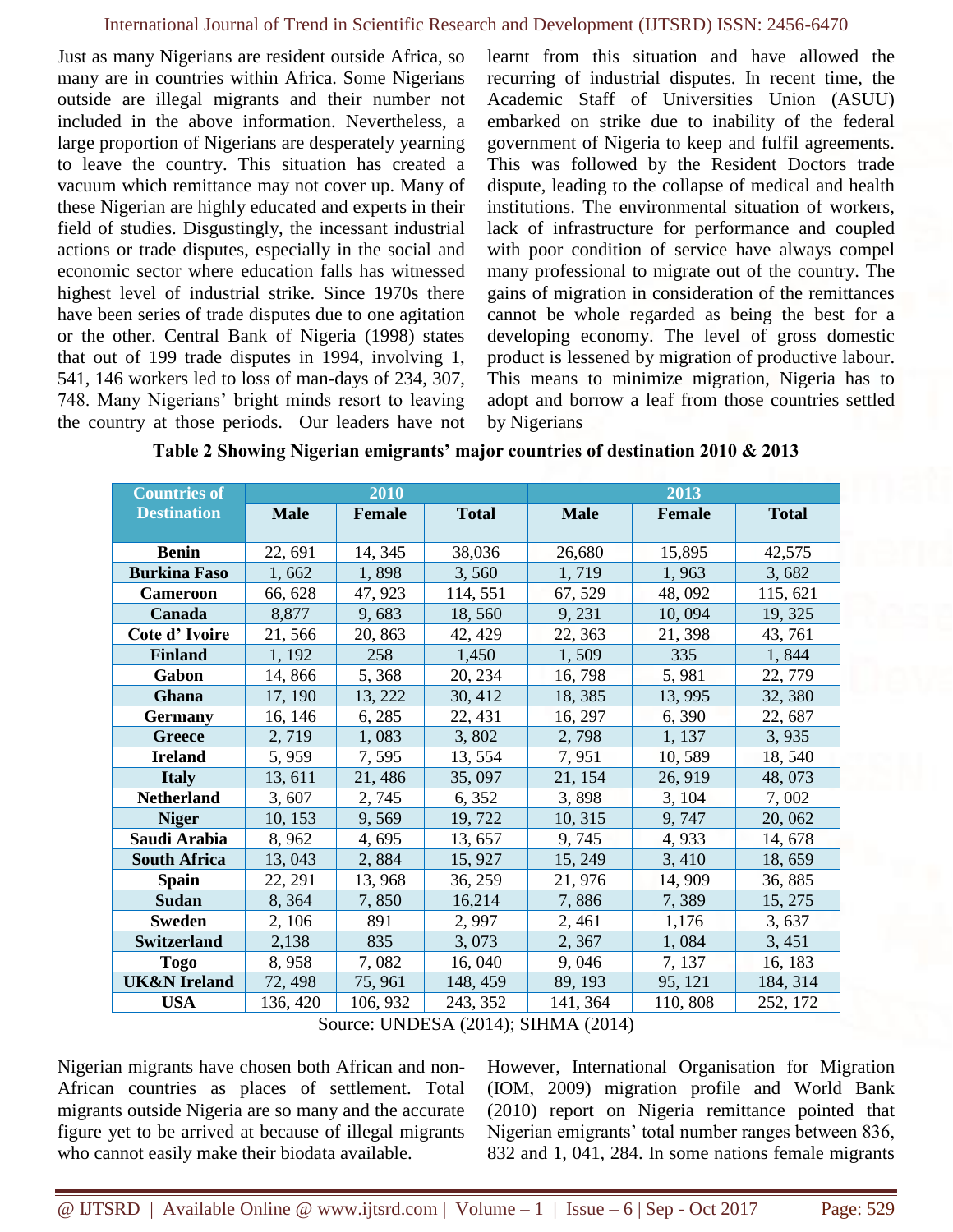Just as many Nigerians are resident outside Africa, so many are in countries within Africa. Some Nigerians outside are illegal migrants and their number not included in the above information. Nevertheless, a large proportion of Nigerians are desperately yearning to leave the country. This situation has created a vacuum which remittance may not cover up. Many of these Nigerian are highly educated and experts in their field of studies. Disgustingly, the incessant industrial actions or trade disputes, especially in the social and economic sector where education falls has witnessed highest level of industrial strike. Since 1970s there have been series of trade disputes due to one agitation or the other. Central Bank of Nigeria (1998) states that out of 199 trade disputes in 1994, involving 1, 541, 146 workers led to loss of man-days of 234, 307, 748. Many Nigerians' bright minds resort to leaving the country at those periods. Our leaders have not learnt from this situation and have allowed the recurring of industrial disputes. In recent time, the Academic Staff of Universities Union (ASUU) embarked on strike due to inability of the federal government of Nigeria to keep and fulfil agreements. This was followed by the Resident Doctors trade dispute, leading to the collapse of medical and health institutions. The environmental situation of workers, lack of infrastructure for performance and coupled with poor condition of service have always compel many professional to migrate out of the country. The gains of migration in consideration of the remittances cannot be whole regarded as being the best for a developing economy. The level of gross domestic product is lessened by migration of productive labour. This means to minimize migration, Nigeria has to adopt and borrow a leaf from those countries settled by Nigerians

**Table 2 Showing Nigerian emigrants' major countries of destination 2010 & 2013**

| Countries of Destination | 2010 | | | 2013 | | |
|---|---|---|---|---|---|---|
| | Male | Female | Total | Male | Female | Total |
| **Benin** | 22, 691 | 14, 345 | 38,036 | 26,680 | 15,895 | 42,575 |
| **Burkina Faso** | 1, 662 | 1, 898 | 3, 560 | 1, 719 | 1, 963 | 3, 682 |
| **Cameroon** | 66, 628 | 47, 923 | 114, 551 | 67, 529 | 48, 092 | 115, 621 |
| **Canada** | 8,877 | 9, 683 | 18, 560 | 9, 231 | 10, 094 | 19, 325 |
| **Cote d' Ivoire** | 21, 566 | 20, 863 | 42, 429 | 22, 363 | 21, 398 | 43, 761 |
| **Finland** | 1, 192 | 258 | 1,450 | 1, 509 | 335 | 1, 844 |
| **Gabon** | 14, 866 | 5, 368 | 20, 234 | 16, 798 | 5, 981 | 22, 779 |
| **Ghana** | 17, 190 | 13, 222 | 30, 412 | 18, 385 | 13, 995 | 32, 380 |
| **Germany** | 16, 146 | 6, 285 | 22, 431 | 16, 297 | 6, 390 | 22, 687 |
| **Greece** | 2, 719 | 1, 083 | 3, 802 | 2, 798 | 1, 137 | 3, 935 |
| **Ireland** | 5, 959 | 7, 595 | 13, 554 | 7, 951 | 10, 589 | 18, 540 |
| **Italy** | 13, 611 | 21, 486 | 35, 097 | 21, 154 | 26, 919 | 48, 073 |
| **Netherland** | 3, 607 | 2, 745 | 6, 352 | 3, 898 | 3, 104 | 7, 002 |
| **Niger** | 10, 153 | 9, 569 | 19, 722 | 10, 315 | 9, 747 | 20, 062 |
| **Saudi Arabia** | 8, 962 | 4, 695 | 13, 657 | 9, 745 | 4, 933 | 14, 678 |
| **South Africa** | 13, 043 | 2, 884 | 15, 927 | 15, 249 | 3, 410 | 18, 659 |
| **Spain** | 22, 291 | 13, 968 | 36, 259 | 21, 976 | 14, 909 | 36, 885 |
| **Sudan** | 8, 364 | 7, 850 | 16,214 | 7, 886 | 7, 389 | 15, 275 |
| **Sweden** | 2, 106 | 891 | 2, 997 | 2, 461 | 1,176 | 3, 637 |
| **Switzerland** | 2,138 | 835 | 3, 073 | 2, 367 | 1, 084 | 3, 451 |
| **Togo** | 8, 958 | 7, 082 | 16, 040 | 9, 046 | 7, 137 | 16, 183 |
| **UK&N Ireland** | 72, 498 | 75, 961 | 148, 459 | 89, 193 | 95, 121 | 184, 314 |
| **USA** | 136, 420 | 106, 932 | 243, 352 | 141, 364 | 110, 808 | 252, 172 |

Source: UNDESA (2014); SIHMA (2014)

Nigerian migrants have chosen both African and non-African countries as places of settlement. Total migrants outside Nigeria are so many and the accurate figure yet to be arrived at because of illegal migrants who cannot easily make their biodata available.

However, International Organisation for Migration (IOM, 2009) migration profile and World Bank (2010) report on Nigeria remittance pointed that Nigerian emigrants' total number ranges between 836, 832 and 1, 041, 284. In some nations female migrants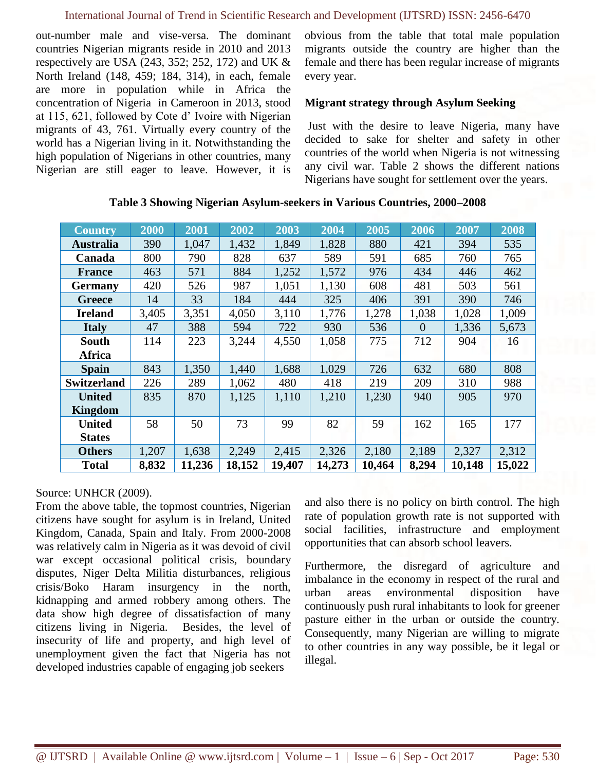out-number male and vise-versa. The dominant countries Nigerian migrants reside in 2010 and 2013 respectively are USA (243, 352; 252, 172) and UK & North Ireland (148, 459; 184, 314), in each, female are more in population while in Africa the concentration of Nigeria in Cameroon in 2013, stood at 115, 621, followed by Cote d' Ivoire with Nigerian migrants of 43, 761. Virtually every country of the world has a Nigerian living in it. Notwithstanding the high population of Nigerians in other countries, many Nigerian are still eager to leave. However, it is obvious from the table that total male population migrants outside the country are higher than the female and there has been regular increase of migrants every year.

**Migrant strategy through Asylum Seeking**

Just with the desire to leave Nigeria, many have decided to sake for shelter and safety in other countries of the world when Nigeria is not witnessing any civil war. Table 2 shows the different nations Nigerians have sought for settlement over the years.

**Table 3 Showing Nigerian Asylum-seekers in Various Countries, 2000–2008**

| Country | 2000 | 2001 | 2002 | 2003 | 2004 | 2005 | 2006 | 2007 | 2008 |
|---|---|---|---|---|---|---|---|---|---|
| **Australia** | 390 | 1,047 | 1,432 | 1,849 | 1,828 | 880 | 421 | 394 | 535 |
| **Canada** | 800 | 790 | 828 | 637 | 589 | 591 | 685 | 760 | 765 |
| **France** | 463 | 571 | 884 | 1,252 | 1,572 | 976 | 434 | 446 | 462 |
| **Germany** | 420 | 526 | 987 | 1,051 | 1,130 | 608 | 481 | 503 | 561 |
| **Greece** | 14 | 33 | 184 | 444 | 325 | 406 | 391 | 390 | 746 |
| **Ireland** | 3,405 | 3,351 | 4,050 | 3,110 | 1,776 | 1,278 | 1,038 | 1,028 | 1,009 |
| **Italy** | 47 | 388 | 594 | 722 | 930 | 536 | 0 | 1,336 | 5,673 |
| **South Africa** | 114 | 223 | 3,244 | 4,550 | 1,058 | 775 | 712 | 904 | 16 |
| **Spain** | 843 | 1,350 | 1,440 | 1,688 | 1,029 | 726 | 632 | 680 | 808 |
| **Switzerland** | 226 | 289 | 1,062 | 480 | 418 | 219 | 209 | 310 | 988 |
| **United Kingdom** | 835 | 870 | 1,125 | 1,110 | 1,210 | 1,230 | 940 | 905 | 970 |
| **United States** | 58 | 50 | 73 | 99 | 82 | 59 | 162 | 165 | 177 |
| **Others** | 1,207 | 1,638 | 2,249 | 2,415 | 2,326 | 2,180 | 2,189 | 2,327 | 2,312 |
| **Total** | **8,832** | **11,236** | **18,152** | **19,407** | **14,273** | **10,464** | **8,294** | **10,148** | **15,022** |

Source: UNHCR (2009).

From the above table, the topmost countries, Nigerian citizens have sought for asylum is in Ireland, United Kingdom, Canada, Spain and Italy. From 2000-2008 was relatively calm in Nigeria as it was devoid of civil war except occasional political crisis, boundary disputes, Niger Delta Militia disturbances, religious crisis/Boko Haram insurgency in the north, kidnapping and armed robbery among others. The data show high degree of dissatisfaction of many citizens living in Nigeria. Besides, the level of insecurity of life and property, and high level of unemployment given the fact that Nigeria has not developed industries capable of engaging job seekers and also there is no policy on birth control. The high rate of population growth rate is not supported with social facilities, infrastructure and employment opportunities that can absorb school leavers.

Furthermore, the disregard of agriculture and imbalance in the economy in respect of the rural and urban areas environmental disposition have continuously push rural inhabitants to look for greener pasture either in the urban or outside the country. Consequently, many Nigerian are willing to migrate to other countries in any way possible, be it legal or illegal.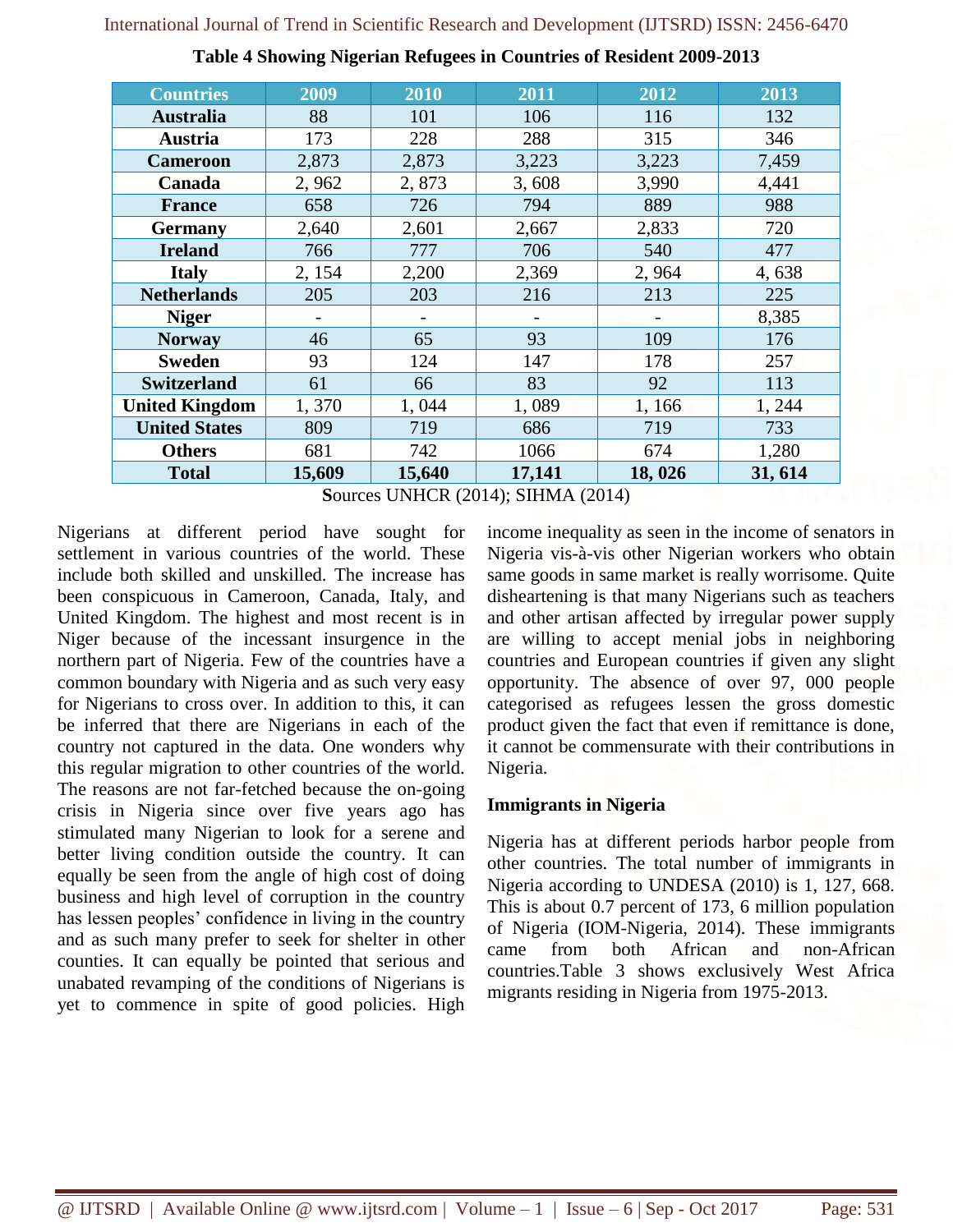**Table 4 Showing Nigerian Refugees in Countries of Resident 2009-2013**

| Countries | 2009 | 2010 | 2011 | 2012 | 2013 |
|---|---|---|---|---|---|
| **Australia** | 88 | 101 | 106 | 116 | 132 |
| **Austria** | 173 | 228 | 288 | 315 | 346 |
| **Cameroon** | 2,873 | 2,873 | 3,223 | 3,223 | 7,459 |
| **Canada** | 2, 962 | 2, 873 | 3, 608 | 3,990 | 4,441 |
| **France** | 658 | 726 | 794 | 889 | 988 |
| **Germany** | 2,640 | 2,601 | 2,667 | 2,833 | 720 |
| **Ireland** | 766 | 777 | 706 | 540 | 477 |
| **Italy** | 2, 154 | 2,200 | 2,369 | 2, 964 | 4, 638 |
| **Netherlands** | 205 | 203 | 216 | 213 | 225 |
| **Niger** | - | - | - | - | 8,385 |
| **Norway** | 46 | 65 | 93 | 109 | 176 |
| **Sweden** | 93 | 124 | 147 | 178 | 257 |
| **Switzerland** | 61 | 66 | 83 | 92 | 113 |
| **United Kingdom** | 1, 370 | 1, 044 | 1, 089 | 1, 166 | 1, 244 |
| **United States** | 809 | 719 | 686 | 719 | 733 |
| **Others** | 681 | 742 | 1066 | 674 | 1,280 |
| **Total** | **15,609** | **15,640** | **17,141** | **18, 026** | **31, 614** |

**S**ources UNHCR (2014); SIHMA (2014)

Nigerians at different period have sought for settlement in various countries of the world. These include both skilled and unskilled. The increase has been conspicuous in Cameroon, Canada, Italy, and United Kingdom. The highest and most recent is in Niger because of the incessant insurgence in the northern part of Nigeria. Few of the countries have a common boundary with Nigeria and as such very easy for Nigerians to cross over. In addition to this, it can be inferred that there are Nigerians in each of the country not captured in the data. One wonders why this regular migration to other countries of the world. The reasons are not far-fetched because the on-going crisis in Nigeria since over five years ago has stimulated many Nigerian to look for a serene and better living condition outside the country. It can equally be seen from the angle of high cost of doing business and high level of corruption in the country has lessen peoples' confidence in living in the country and as such many prefer to seek for shelter in other counties. It can equally be pointed that serious and unabated revamping of the conditions of Nigerians is yet to commence in spite of good policies. High income inequality as seen in the income of senators in Nigeria vis-à-vis other Nigerian workers who obtain same goods in same market is really worrisome. Quite disheartening is that many Nigerians such as teachers and other artisan affected by irregular power supply are willing to accept menial jobs in neighboring countries and European countries if given any slight opportunity. The absence of over 97, 000 people categorised as refugees lessen the gross domestic product given the fact that even if remittance is done, it cannot be commensurate with their contributions in Nigeria.

**Immigrants in Nigeria**

Nigeria has at different periods harbor people from other countries. The total number of immigrants in Nigeria according to UNDESA (2010) is 1, 127, 668. This is about 0.7 percent of 173, 6 million population of Nigeria (IOM-Nigeria, 2014). These immigrants came from both African and non-African countries.Table 3 shows exclusively West Africa migrants residing in Nigeria from 1975-2013.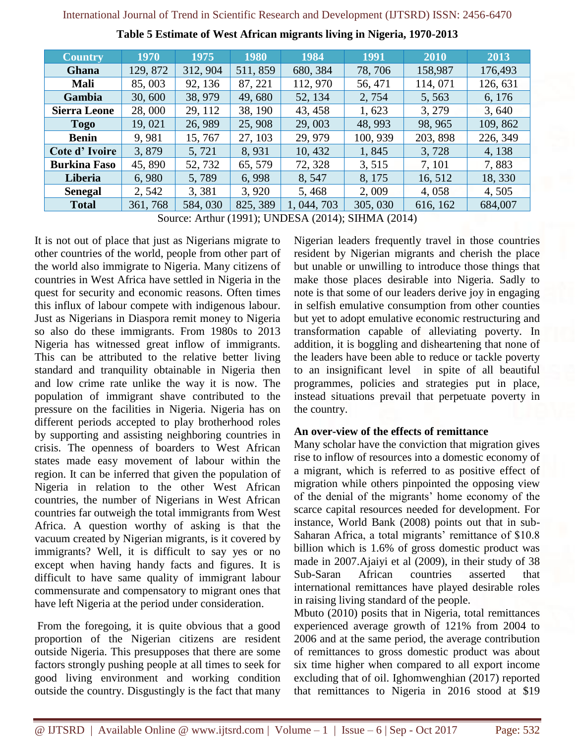**Table 5 Estimate of West African migrants living in Nigeria, 1970-2013**

| Country | 1970 | 1975 | 1980 | 1984 | 1991 | 2010 | 2013 |
|---|---|---|---|---|---|---|---|
| Ghana | 129, 872 | 312, 904 | 511, 859 | 680, 384 | 78, 706 | 158,987 | 176,493 |
| Mali | 85, 003 | 92, 136 | 87, 221 | 112, 970 | 56, 471 | 114, 071 | 126, 631 |
| Gambia | 30, 600 | 38, 979 | 49, 680 | 52, 134 | 2, 754 | 5, 563 | 6, 176 |
| Sierra Leone | 28, 000 | 29, 112 | 38, 190 | 43, 458 | 1, 623 | 3, 279 | 3, 640 |
| Togo | 19, 021 | 26, 989 | 25, 908 | 29, 003 | 48, 993 | 98, 965 | 109, 862 |
| Benin | 9, 981 | 15, 767 | 27, 103 | 29, 979 | 100, 939 | 203, 898 | 226, 349 |
| Cote d' Ivoire | 3, 879 | 5, 721 | 8, 931 | 10, 432 | 1, 845 | 3, 728 | 4, 138 |
| Burkina Faso | 45, 890 | 52, 732 | 65, 579 | 72, 328 | 3, 515 | 7, 101 | 7, 883 |
| Liberia | 6, 980 | 5, 789 | 6, 998 | 8, 547 | 8, 175 | 16, 512 | 18, 330 |
| Senegal | 2, 542 | 3, 381 | 3, 920 | 5, 468 | 2, 009 | 4, 058 | 4, 505 |
| Total | 361, 768 | 584, 030 | 825, 389 | 1, 044, 703 | 305, 030 | 616, 162 | 684,007 |

Source: Arthur (1991); UNDESA (2014); SIHMA (2014)

It is not out of place that just as Nigerians migrate to other countries of the world, people from other part of the world also immigrate to Nigeria. Many citizens of countries in West Africa have settled in Nigeria in the quest for security and economic reasons. Often times this influx of labour compete with indigenous labour. Just as Nigerians in Diaspora remit money to Nigeria so also do these immigrants. From 1980s to 2013 Nigeria has witnessed great inflow of immigrants. This can be attributed to the relative better living standard and tranquility obtainable in Nigeria then and low crime rate unlike the way it is now. The population of immigrant shave contributed to the pressure on the facilities in Nigeria. Nigeria has on different periods accepted to play brotherhood roles by supporting and assisting neighboring countries in crisis. The openness of boarders to West African states made easy movement of labour within the region. It can be inferred that given the population of Nigeria in relation to the other West African countries, the number of Nigerians in West African countries far outweigh the total immigrants from West Africa. A question worthy of asking is that the vacuum created by Nigerian migrants, is it covered by immigrants? Well, it is difficult to say yes or no except when having handy facts and figures. It is difficult to have same quality of immigrant labour commensurate and compensatory to migrant ones that have left Nigeria at the period under consideration.

From the foregoing, it is quite obvious that a good proportion of the Nigerian citizens are resident outside Nigeria. This presupposes that there are some factors strongly pushing people at all times to seek for good living environment and working condition outside the country. Disgustingly is the fact that many Nigerian leaders frequently travel in those countries resident by Nigerian migrants and cherish the place but unable or unwilling to introduce those things that make those places desirable into Nigeria. Sadly to note is that some of our leaders derive joy in engaging in selfish emulative consumption from other counties but yet to adopt emulative economic restructuring and transformation capable of alleviating poverty. In addition, it is boggling and disheartening that none of the leaders have been able to reduce or tackle poverty to an insignificant level in spite of all beautiful programmes, policies and strategies put in place, instead situations prevail that perpetuate poverty in the country.

**An over-view of the effects of remittance**

Many scholar have the conviction that migration gives rise to inflow of resources into a domestic economy of a migrant, which is referred to as positive effect of migration while others pinpointed the opposing view of the denial of the migrants' home economy of the scarce capital resources needed for development. For instance, World Bank (2008) points out that in sub-Saharan Africa, a total migrants' remittance of $10.8 billion which is 1.6% of gross domestic product was made in 2007.Ajaiyi et al (2009), in their study of 38 Sub-Saran African countries asserted that international remittances have played desirable roles in raising living standard of the people.

Mbuto (2010) posits that in Nigeria, total remittances experienced average growth of 121% from 2004 to 2006 and at the same period, the average contribution of remittances to gross domestic product was about six time higher when compared to all export income excluding that of oil. Ighomwenghian (2017) reported that remittances to Nigeria in 2016 stood at $19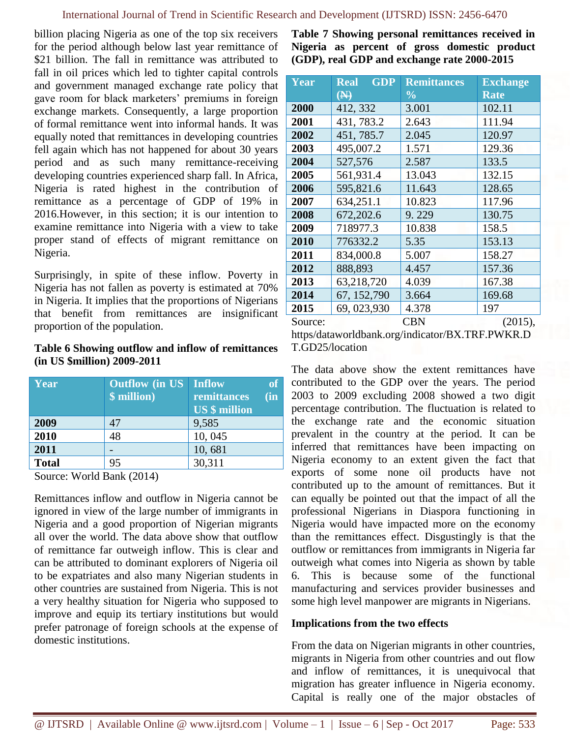billion placing Nigeria as one of the top six receivers for the period although below last year remittance of $21 billion. The fall in remittance was attributed to fall in oil prices which led to tighter capital controls and government managed exchange rate policy that gave room for black marketers' premiums in foreign exchange markets. Consequently, a large proportion of formal remittance went into informal hands. It was equally noted that remittances in developing countries fell again which has not happened for about 30 years period and as such many remittance-receiving developing countries experienced sharp fall. In Africa, Nigeria is rated highest in the contribution of remittance as a percentage of GDP of 19% in 2016.However, in this section; it is our intention to examine remittance into Nigeria with a view to take proper stand of effects of migrant remittance on Nigeria.

Surprisingly, in spite of these inflow. Poverty in Nigeria has not fallen as poverty is estimated at 70% in Nigeria. It implies that the proportions of Nigerians that benefit from remittances are insignificant proportion of the population.

**Table 6 Showing outflow and inflow of remittances (in US $million) 2009-2011**

| Year | Outflow (in US $ million) | Inflow of remittances (in US $ million |
|---|---|---|
| **2009** | 47 | 9,585 |
| **2010** | 48 | 10, 045 |
| **2011** | - | 10, 681 |
| **Total** | 95 | 30,311 |

Source: World Bank (2014)

Remittances inflow and outflow in Nigeria cannot be ignored in view of the large number of immigrants in Nigeria and a good proportion of Nigerian migrants all over the world. The data above show that outflow of remittance far outweigh inflow. This is clear and can be attributed to dominant explorers of Nigeria oil to be expatriates and also many Nigerian students in other countries are sustained from Nigeria. This is not a very healthy situation for Nigeria who supposed to improve and equip its tertiary institutions but would prefer patronage of foreign schools at the expense of domestic institutions.

**Table 7 Showing personal remittances received in Nigeria as percent of gross domestic product (GDP), real GDP and exchange rate 2000-2015**

| Year | Real GDP (₦) | Remittances % | Exchange Rate |
|---|---|---|---|
| **2000** | 412, 332 | 3.001 | 102.11 |
| **2001** | 431, 783.2 | 2.643 | 111.94 |
| **2002** | 451, 785.7 | 2.045 | 120.97 |
| **2003** | 495,007.2 | 1.571 | 129.36 |
| **2004** | 527,576 | 2.587 | 133.5 |
| **2005** | 561,931.4 | 13.043 | 132.15 |
| **2006** | 595,821.6 | 11.643 | 128.65 |
| **2007** | 634,251.1 | 10.823 | 117.96 |
| **2008** | 672,202.6 | 9. 229 | 130.75 |
| **2009** | 718977.3 | 10.838 | 158.5 |
| **2010** | 776332.2 | 5.35 | 153.13 |
| **2011** | 834,000.8 | 5.007 | 158.27 |
| **2012** | 888,893 | 4.457 | 157.36 |
| **2013** | 63,218,720 | 4.039 | 167.38 |
| **2014** | 67, 152,790 | 3.664 | 169.68 |
| **2015** | 69, 023,930 | 4.378 | 197 |

Source: CBN (2015), https/dataworldbank.org/indicator/BX.TRF.PWKR.DT.GD25/location

The data above show the extent remittances have contributed to the GDP over the years. The period 2003 to 2009 excluding 2008 showed a two digit percentage contribution. The fluctuation is related to the exchange rate and the economic situation prevalent in the country at the period. It can be inferred that remittances have been impacting on Nigeria economy to an extent given the fact that exports of some none oil products have not contributed up to the amount of remittances. But it can equally be pointed out that the impact of all the professional Nigerians in Diaspora functioning in Nigeria would have impacted more on the economy than the remittances effect. Disgustingly is that the outflow or remittances from immigrants in Nigeria far outweigh what comes into Nigeria as shown by table 6. This is because some of the functional manufacturing and services provider businesses and some high level manpower are migrants in Nigerians.

**Implications from the two effects**

From the data on Nigerian migrants in other countries, migrants in Nigeria from other countries and out flow and inflow of remittances, it is unequivocal that migration has greater influence in Nigeria economy. Capital is really one of the major obstacles of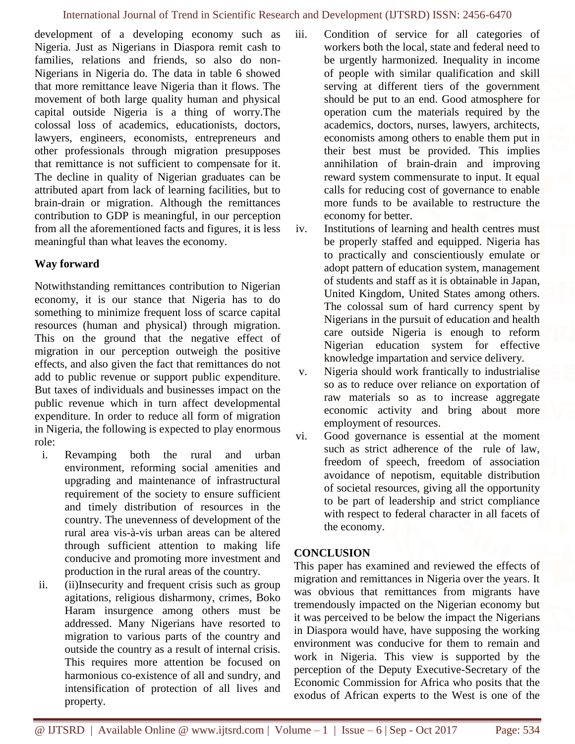development of a developing economy such as Nigeria. Just as Nigerians in Diaspora remit cash to families, relations and friends, so also do non-Nigerians in Nigeria do. The data in table 6 showed that more remittance leave Nigeria than it flows. The movement of both large quality human and physical capital outside Nigeria is a thing of worry.The colossal loss of academics, educationists, doctors, lawyers, engineers, economists, entrepreneurs and other professionals through migration presupposes that remittance is not sufficient to compensate for it. The decline in quality of Nigerian graduates can be attributed apart from lack of learning facilities, but to brain-drain or migration. Although the remittances contribution to GDP is meaningful, in our perception from all the aforementioned facts and figures, it is less meaningful than what leaves the economy.

**Way forward**

Notwithstanding remittances contribution to Nigerian economy, it is our stance that Nigeria has to do something to minimize frequent loss of scarce capital resources (human and physical) through migration. This on the ground that the negative effect of migration in our perception outweigh the positive effects, and also given the fact that remittances do not add to public revenue or support public expenditure. But taxes of individuals and businesses impact on the public revenue which in turn affect developmental expenditure. In order to reduce all form of migration in Nigeria, the following is expected to play enormous role:

i. Revamping both the rural and urban environment, reforming social amenities and upgrading and maintenance of infrastructural requirement of the society to ensure sufficient and timely distribution of resources in the country. The unevenness of development of the rural area vis-à-vis urban areas can be altered through sufficient attention to making life conducive and promoting more investment and production in the rural areas of the country.
ii. (ii)Insecurity and frequent crisis such as group agitations, religious disharmony, crimes, Boko Haram insurgence among others must be addressed. Many Nigerians have resorted to migration to various parts of the country and outside the country as a result of internal crisis. This requires more attention be focused on harmonious co-existence of all and sundry, and intensification of protection of all lives and property.
iii. Condition of service for all categories of workers both the local, state and federal need to be urgently harmonized. Inequality in income of people with similar qualification and skill serving at different tiers of the government should be put to an end. Good atmosphere for operation cum the materials required by the academics, doctors, nurses, lawyers, architects, economists among others to enable them put in their best must be provided. This implies annihilation of brain-drain and improving reward system commensurate to input. It equal calls for reducing cost of governance to enable more funds to be available to restructure the economy for better.
iv. Institutions of learning and health centres must be properly staffed and equipped. Nigeria has to practically and conscientiously emulate or adopt pattern of education system, management of students and staff as it is obtainable in Japan, United Kingdom, United States among others. The colossal sum of hard currency spent by Nigerians in the pursuit of education and health care outside Nigeria is enough to reform Nigerian education system for effective knowledge impartation and service delivery.
v. Nigeria should work frantically to industrialise so as to reduce over reliance on exportation of raw materials so as to increase aggregate economic activity and bring about more employment of resources.
vi. Good governance is essential at the moment such as strict adherence of the rule of law, freedom of speech, freedom of association avoidance of nepotism, equitable distribution of societal resources, giving all the opportunity to be part of leadership and strict compliance with respect to federal character in all facets of the economy.

## CONCLUSION

This paper has examined and reviewed the effects of migration and remittances in Nigeria over the years. It was obvious that remittances from migrants have tremendously impacted on the Nigerian economy but it was perceived to be below the impact the Nigerians in Diaspora would have, have supposing the working environment was conducive for them to remain and work in Nigeria. This view is supported by the perception of the Deputy Executive-Secretary of the Economic Commission for Africa who posits that the exodus of African experts to the West is one of the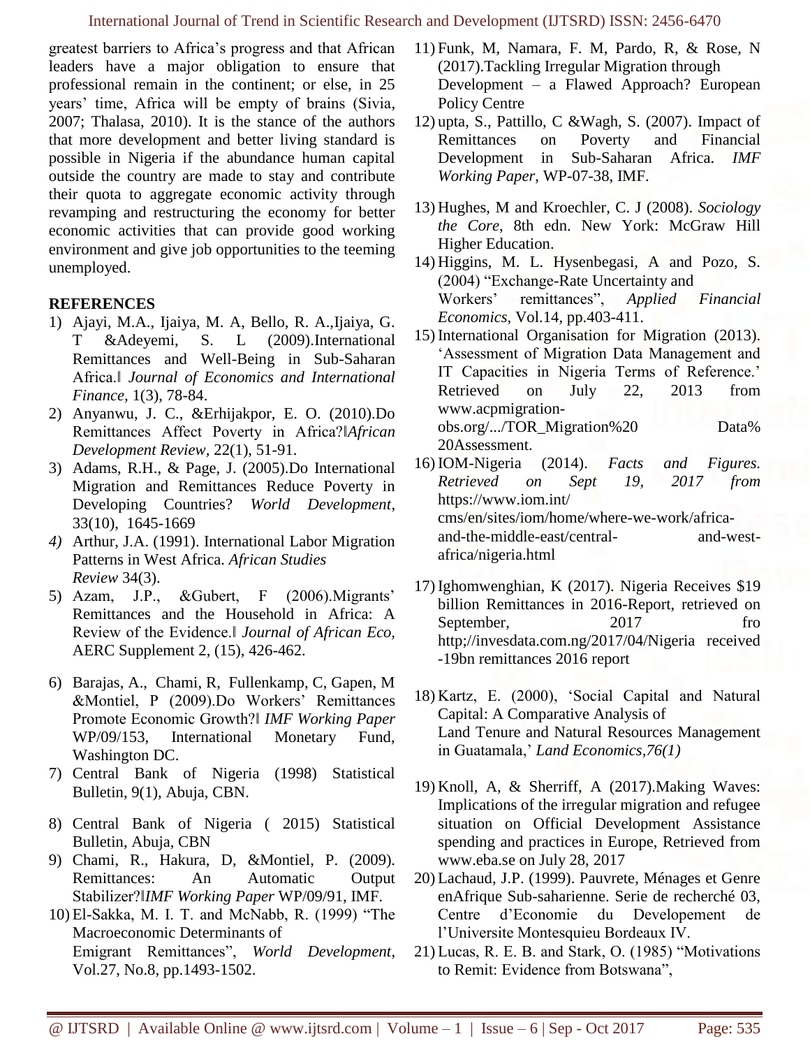greatest barriers to Africa's progress and that African leaders have a major obligation to ensure that professional remain in the continent; or else, in 25 years' time, Africa will be empty of brains (Sivia, 2007; Thalasa, 2010). It is the stance of the authors that more development and better living standard is possible in Nigeria if the abundance human capital outside the country are made to stay and contribute their quota to aggregate economic activity through revamping and restructuring the economy for better economic activities that can provide good working environment and give job opportunities to the teeming unemployed.

**REFERENCES**

1) Ajayi, M.A., Ijaiya, M. A, Bello, R. A.,Ijaiya, G. T &Adeyemi, S. L (2009).International Remittances and Well-Being in Sub-Saharan Africa.‖ *Journal of Economics and International Finance,* 1(3), 78-84.
2) Anyanwu, J. C., &Erhijakpor, E. O. (2010).Do Remittances Affect Poverty in Africa?‖*African Development Review*, 22(1), 51-91.
3) Adams, R.H., & Page, J. (2005).Do International Migration and Remittances Reduce Poverty in Developing Countries? *World Development*, 33(10), 1645-1669
4) Arthur, J.A. (1991). International Labor Migration Patterns in West Africa. *African Studies Review* 34(3).
5) Azam, J.P., &Gubert, F (2006).Migrants' Remittances and the Household in Africa: A Review of the Evidence.‖ *Journal of African Eco,* AERC Supplement 2, (15), 426-462.
6) Barajas, A., Chami, R, Fullenkamp, C, Gapen, M &Montiel, P (2009).Do Workers' Remittances Promote Economic Growth?‖ *IMF Working Paper* WP/09/153, International Monetary Fund, Washington DC.
7) Central Bank of Nigeria (1998) Statistical Bulletin, 9(1), Abuja, CBN.
8) Central Bank of Nigeria ( 2015) Statistical Bulletin, Abuja, CBN
9) Chami, R., Hakura, D, &Montiel, P. (2009). Remittances: An Automatic Output Stabilizer?‖*IMF Working Paper* WP/09/91, IMF.
10) El-Sakka, M. I. T. and McNabb, R. (1999) "The Macroeconomic Determinants of Emigrant Remittances", *World Development*, Vol.27, No.8, pp.1493-1502.
11) Funk, M, Namara, F. M, Pardo, R, & Rose, N (2017).Tackling Irregular Migration through Development – a Flawed Approach? European Policy Centre
12) upta, S., Pattillo, C &Wagh, S. (2007). Impact of Remittances on Poverty and Financial Development in Sub-Saharan Africa. *IMF Working Paper*, WP-07-38, IMF.
13) Hughes, M and Kroechler, C. J (2008). *Sociology the Core*, 8th edn. New York: McGraw Hill Higher Education.
14) Higgins, M. L. Hysenbegasi, A and Pozo, S. (2004) "Exchange-Rate Uncertainty and Workers' remittances", *Applied Financial Economics*, Vol.14, pp.403-411.
15) International Organisation for Migration (2013). 'Assessment of Migration Data Management and IT Capacities in Nigeria Terms of Reference.' Retrieved on July 22, 2013 from www.acpmigration-obs.org/.../TOR_Migration%20 Data%20Assessment.
16) IOM-Nigeria (2014). *Facts and Figures. Retrieved on Sept 19, 2017 from* https://www.iom.int/cms/en/sites/iom/home/where-we-work/africa-and-the-middle-east/central- and-west-africa/nigeria.html
17) Ighomwenghian, K (2017). Nigeria Receives $19 billion Remittances in 2016-Report, retrieved on September, 2017 fro http;//invesdata.com.ng/2017/04/Nigeria received -19bn remittances 2016 report
18) Kartz, E. (2000), 'Social Capital and Natural Capital: A Comparative Analysis of Land Tenure and Natural Resources Management in Guatamala,' *Land Economics,76(1)*
19) Knoll, A, & Sherriff, A (2017).Making Waves: Implications of the irregular migration and refugee situation on Official Development Assistance spending and practices in Europe, Retrieved from www.eba.se on July 28, 2017
20) Lachaud, J.P. (1999). Pauvrete, Ménages et Genre enAfrique Sub-saharienne. Serie de recherché 03, Centre d'Economie du Developement de l'Universite Montesquieu Bordeaux IV.
21) Lucas, R. E. B. and Stark, O. (1985) "Motivations to Remit: Evidence from Botswana",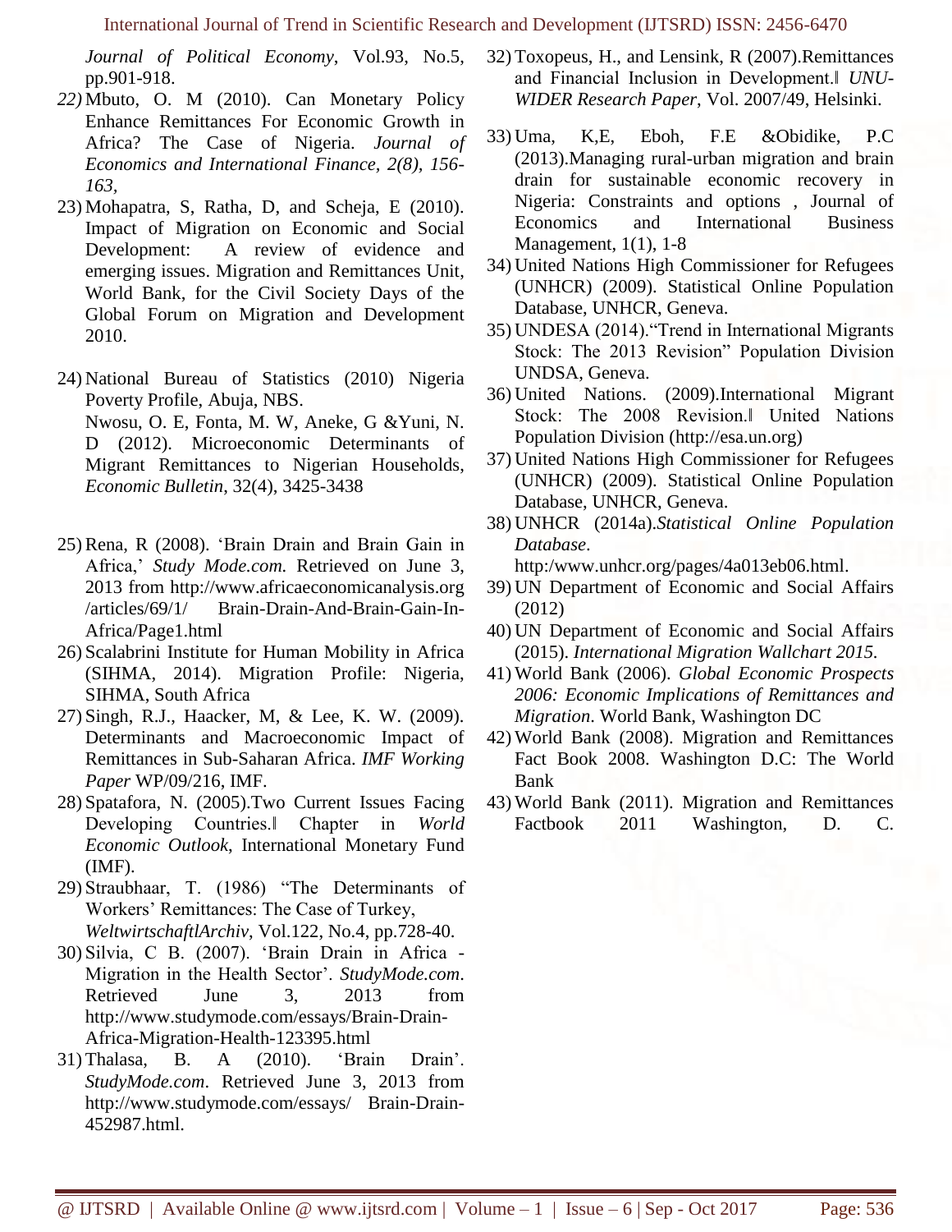*Journal of Political Economy*, Vol.93, No.5, pp.901-918.

22) Mbuto, O. M (2010). Can Monetary Policy Enhance Remittances For Economic Growth in Africa? The Case of Nigeria. *Journal of Economics and International Finance, 2(8), 156-163,*

23) Mohapatra, S, Ratha, D, and Scheja, E (2010). Impact of Migration on Economic and Social Development: A review of evidence and emerging issues. Migration and Remittances Unit, World Bank, for the Civil Society Days of the Global Forum on Migration and Development 2010.

24) National Bureau of Statistics (2010) Nigeria Poverty Profile, Abuja, NBS.
Nwosu, O. E, Fonta, M. W, Aneke, G &Yuni, N. D (2012). Microeconomic Determinants of Migrant Remittances to Nigerian Households, *Economic Bulletin*, 32(4), 3425-3438

25) Rena, R (2008). 'Brain Drain and Brain Gain in Africa,' *Study Mode.com.* Retrieved on June 3, 2013 from http://www.africaeconomicanalysis.org /articles/69/1/ Brain-Drain-And-Brain-Gain-In-Africa/Page1.html

26) Scalabrini Institute for Human Mobility in Africa (SIHMA, 2014). Migration Profile: Nigeria, SIHMA, South Africa

27) Singh, R.J., Haacker, M, & Lee, K. W. (2009). Determinants and Macroeconomic Impact of Remittances in Sub-Saharan Africa. *IMF Working Paper* WP/09/216, IMF.

28) Spatafora, N. (2005).Two Current Issues Facing Developing Countries.‖ Chapter in *World Economic Outlook*, International Monetary Fund (IMF).

29) Straubhaar, T. (1986) "The Determinants of Workers' Remittances: The Case of Turkey, *WeltwirtschaftlArchiv*, Vol.122, No.4, pp.728-40.

30) Silvia, C B. (2007). 'Brain Drain in Africa - Migration in the Health Sector'. *StudyMode.com*. Retrieved June 3, 2013 from http://www.studymode.com/essays/Brain-Drain-Africa-Migration-Health-123395.html

31) Thalasa, B. A (2010). 'Brain Drain'. *StudyMode.com*. Retrieved June 3, 2013 from http://www.studymode.com/essays/ Brain-Drain-452987.html.

32) Toxopeus, H., and Lensink, R (2007).Remittances and Financial Inclusion in Development.‖ *UNU-WIDER Research Paper*, Vol. 2007/49, Helsinki.

33) Uma, K,E, Eboh, F.E &Obidike, P.C (2013).Managing rural-urban migration and brain drain for sustainable economic recovery in Nigeria: Constraints and options , Journal of Economics and International Business Management, 1(1), 1-8

34) United Nations High Commissioner for Refugees (UNHCR) (2009). Statistical Online Population Database, UNHCR, Geneva.

35) UNDESA (2014)."Trend in International Migrants Stock: The 2013 Revision" Population Division UNDSA, Geneva.

36) United Nations. (2009).International Migrant Stock: The 2008 Revision.‖ United Nations Population Division (http://esa.un.org)

37) United Nations High Commissioner for Refugees (UNHCR) (2009). Statistical Online Population Database, UNHCR, Geneva.

38) UNHCR (2014a).*Statistical Online Population Database*.
http:/www.unhcr.org/pages/4a013eb06.html.

39) UN Department of Economic and Social Affairs (2012)

40) UN Department of Economic and Social Affairs (2015). *International Migration Wallchart 2015*.

41) World Bank (2006). *Global Economic Prospects 2006: Economic Implications of Remittances and Migration*. World Bank, Washington DC

42) World Bank (2008). Migration and Remittances Fact Book 2008. Washington D.C: The World Bank

43) World Bank (2011). Migration and Remittances Factbook 2011 Washington, D. C.